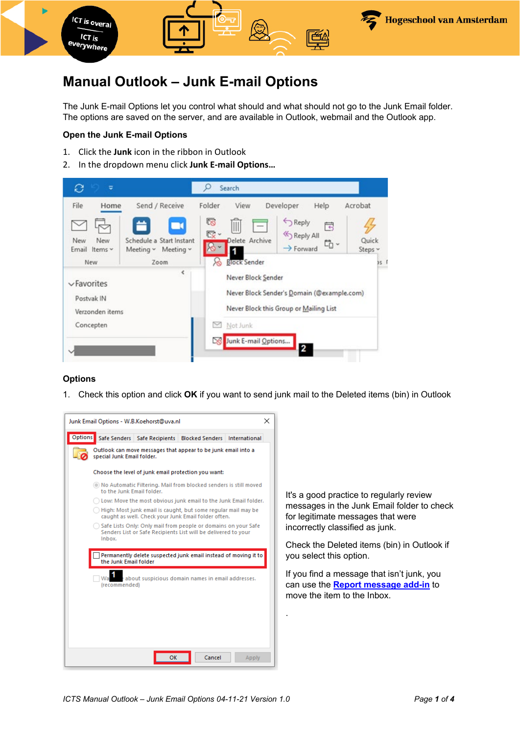# Manual Outlook – Junk E-mail Options

The Junk E-mail Options let you control what should and what should not go to the Junk Email folder. The options are saved on the server, and are available in Outlook, webmail and the Outlook app.

**Open the Junk E-mail Options**

1. Click the **Junk** icon in the ribbon in Outlook
2. In the dropdown menu click **Junk E-mail Options…**

**Options**

1. Check this option and click **OK** if you want to send junk mail to the Deleted items (bin) in Outlook

It's a good practice to regularly review messages in the Junk Email folder to check for legitimate messages that were incorrectly classified as junk.

Check the Deleted items (bin) in Outlook if you select this option.

If you find a message that isn't junk, you can use the **Report message add-in** to move the item to the Inbox.

.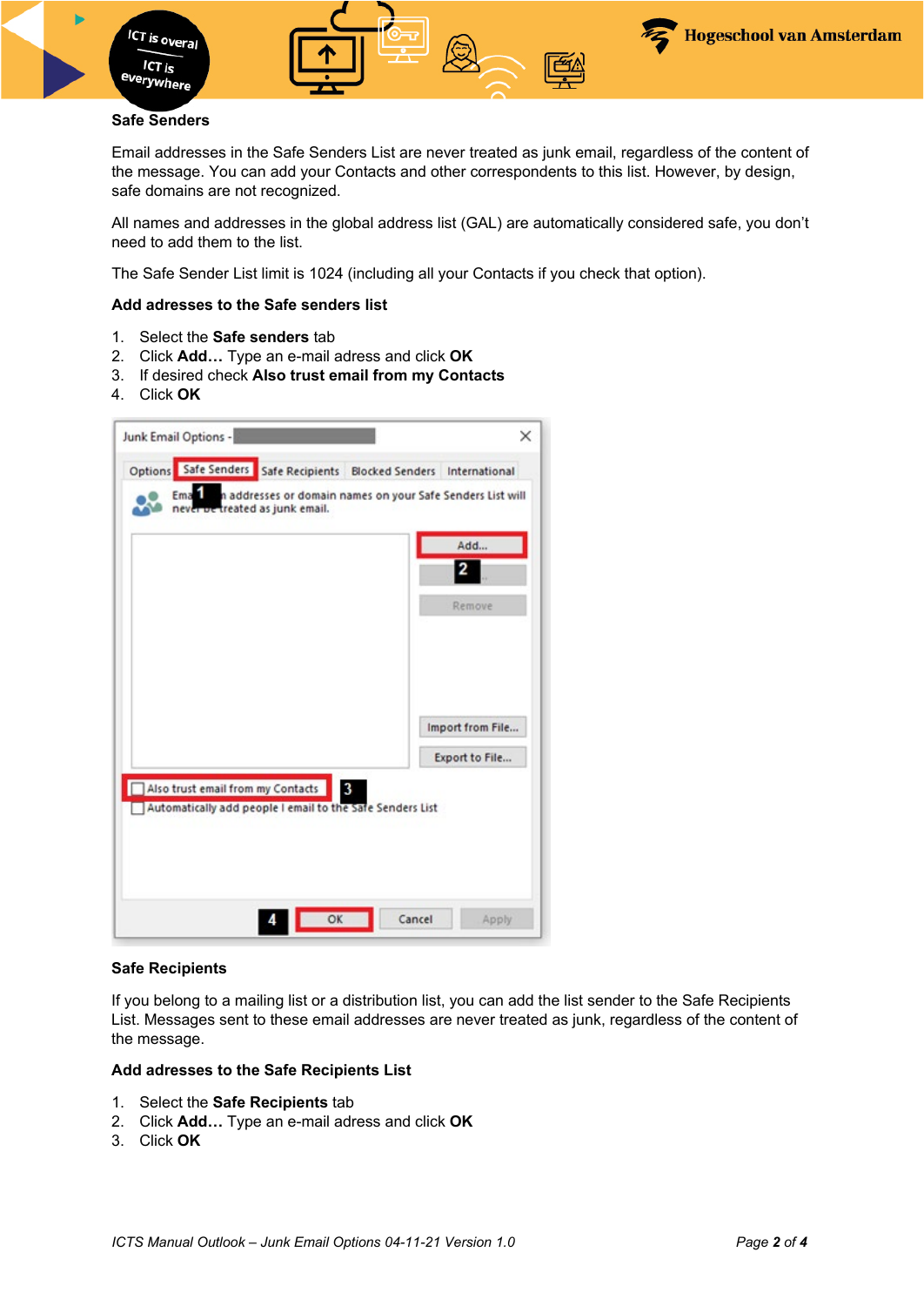## Safe Senders

Email addresses in the Safe Senders List are never treated as junk email, regardless of the content of the message. You can add your Contacts and other correspondents to this list. However, by design, safe domains are not recognized.

All names and addresses in the global address list (GAL) are automatically considered safe, you don't need to add them to the list.

The Safe Sender List limit is 1024 (including all your Contacts if you check that option).

### Add adresses to the Safe senders list

1. Select the **Safe senders** tab
2. Click **Add…** Type an e-mail adress and click **OK**
3. If desired check **Also trust email from my Contacts**
4. Click **OK**

## Safe Recipients

If you belong to a mailing list or a distribution list, you can add the list sender to the Safe Recipients List. Messages sent to these email addresses are never treated as junk, regardless of the content of the message.

### Add adresses to the Safe Recipients List

1. Select the **Safe Recipients** tab
2. Click **Add…** Type an e-mail adress and click **OK**
3. Click **OK**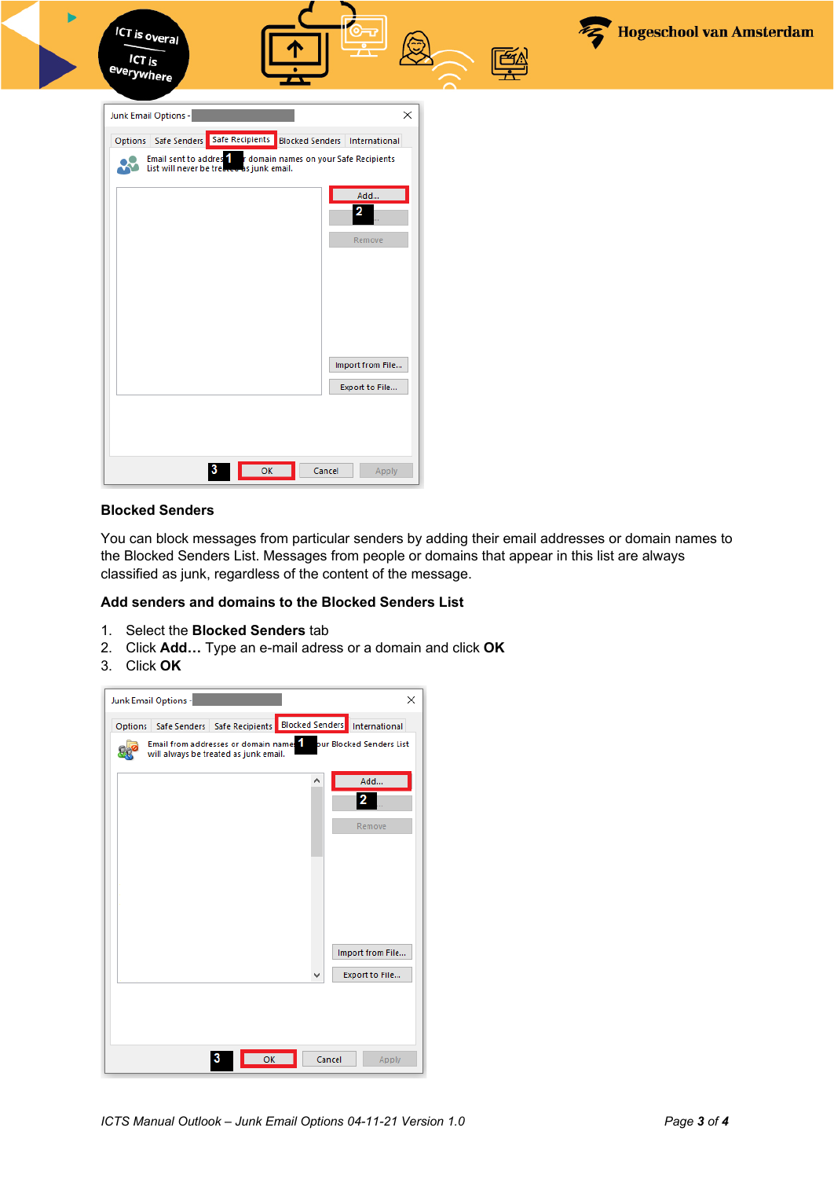## Blocked Senders

You can block messages from particular senders by adding their email addresses or domain names to the Blocked Senders List. Messages from people or domains that appear in this list are always classified as junk, regardless of the content of the message.

### Add senders and domains to the Blocked Senders List

1. Select the **Blocked Senders** tab
2. Click **Add…** Type an e-mail adress or a domain and click **OK**
3. Click **OK**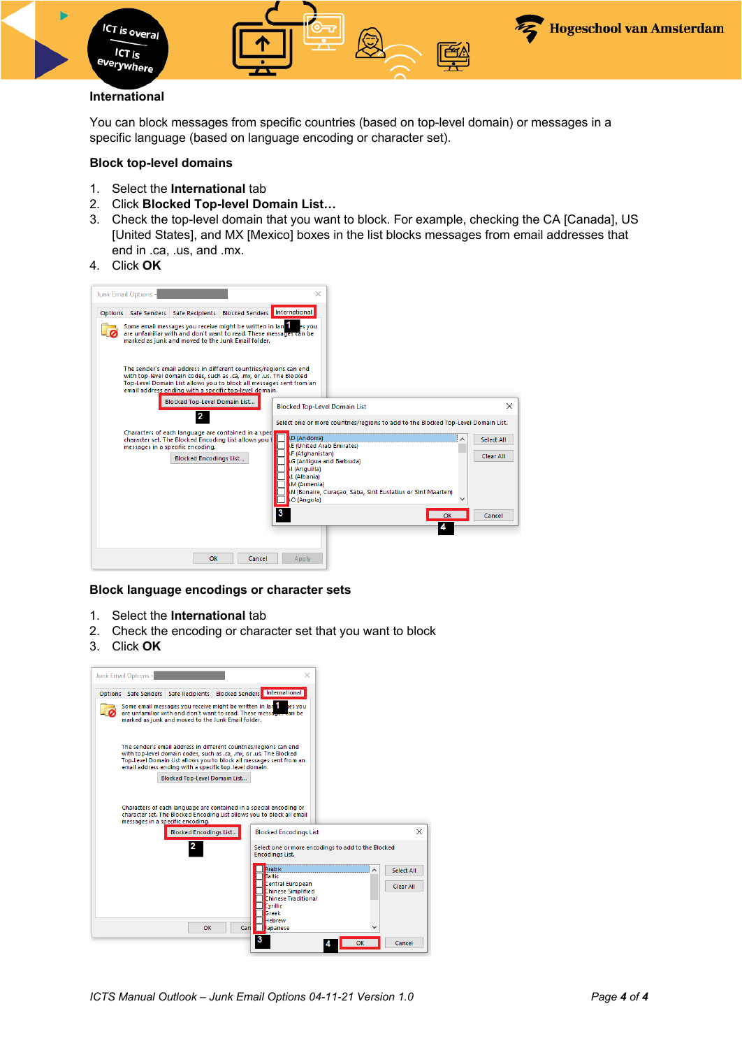## International

You can block messages from specific countries (based on top-level domain) or messages in a specific language (based on language encoding or character set).

### Block top-level domains

1. Select the **International** tab
2. Click **Blocked Top-level Domain List…**
3. Check the top-level domain that you want to block. For example, checking the CA [Canada], US [United States], and MX [Mexico] boxes in the list blocks messages from email addresses that end in .ca, .us, and .mx.
4. Click **OK**

### Block language encodings or character sets

1. Select the **International** tab
2. Check the encoding or character set that you want to block
3. Click **OK**